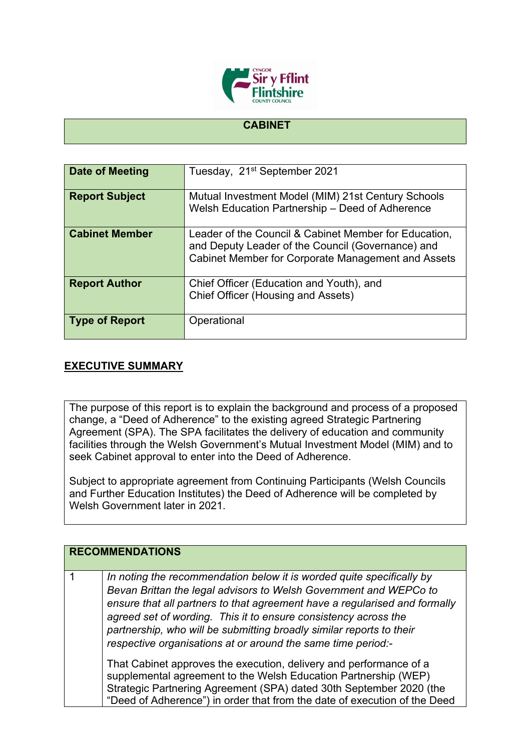# CABINET

| | |
|---|---|
| **Date of Meeting** | Tuesday, 21st September 2021 |
| **Report Subject** | Mutual Investment Model (MIM) 21st Century Schools Welsh Education Partnership – Deed of Adherence |
| **Cabinet Member** | Leader of the Council & Cabinet Member for Education, and Deputy Leader of the Council (Governance) and Cabinet Member for Corporate Management and Assets |
| **Report Author** | Chief Officer (Education and Youth), and Chief Officer (Housing and Assets) |
| **Type of Report** | Operational |

## EXECUTIVE SUMMARY

The purpose of this report is to explain the background and process of a proposed change, a "Deed of Adherence" to the existing agreed Strategic Partnering Agreement (SPA). The SPA facilitates the delivery of education and community facilities through the Welsh Government's Mutual Investment Model (MIM) and to seek Cabinet approval to enter into the Deed of Adherence.

Subject to appropriate agreement from Continuing Participants (Welsh Councils and Further Education Institutes) the Deed of Adherence will be completed by Welsh Government later in 2021.

| RECOMMENDATIONS | |
|---|---|
| 1 | *In noting the recommendation below it is worded quite specifically by Bevan Brittan the legal advisors to Welsh Government and WEPCo to ensure that all partners to that agreement have a regularised and formally agreed set of wording. This it to ensure consistency across the partnership, who will be submitting broadly similar reports to their respective organisations at or around the same time period:-*<br><br>That Cabinet approves the execution, delivery and performance of a supplemental agreement to the Welsh Education Partnership (WEP) Strategic Partnering Agreement (SPA) dated 30th September 2020 (the "Deed of Adherence") in order that from the date of execution of the Deed |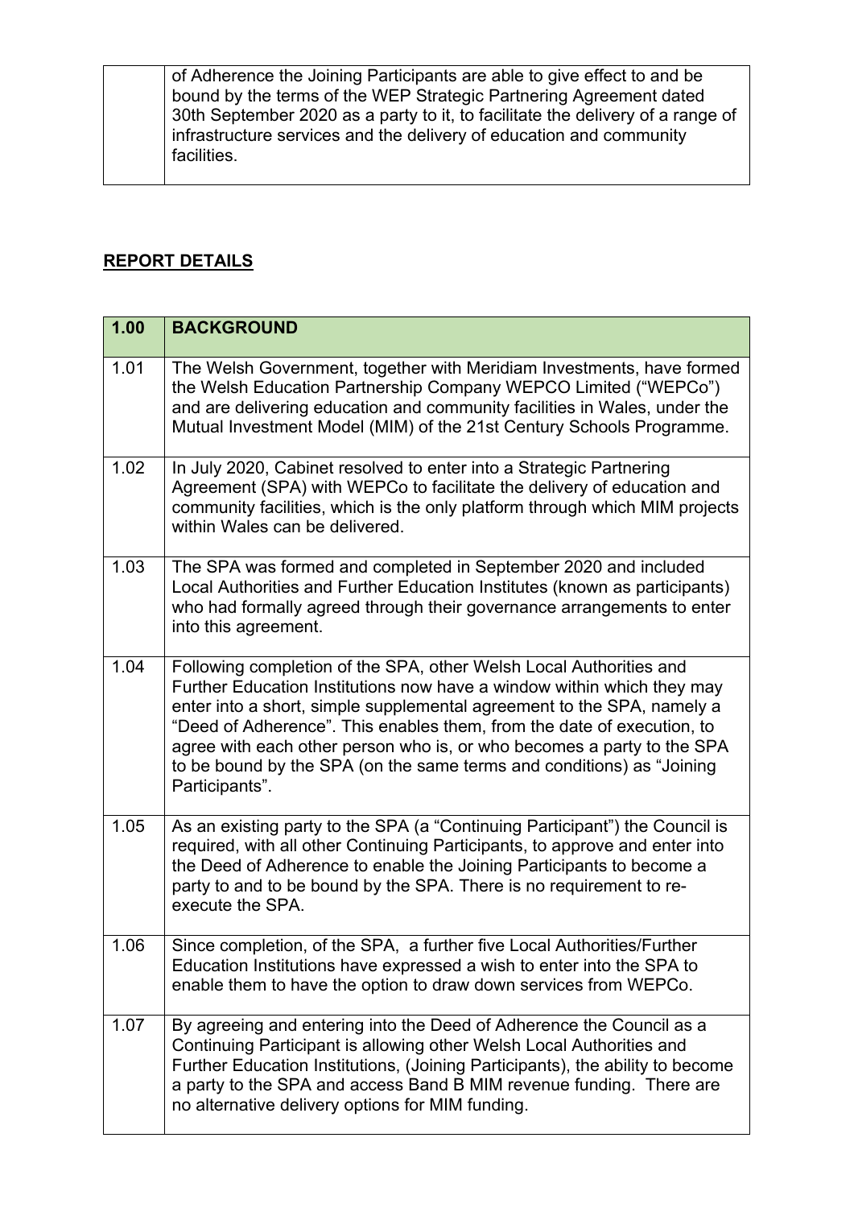|  | of Adherence the Joining Participants are able to give effect to and be bound by the terms of the WEP Strategic Partnering Agreement dated 30th September 2020 as a party to it, to facilitate the delivery of a range of infrastructure services and the delivery of education and community facilities. |
|---|---|

## **REPORT DETAILS**

| **1.00** | **BACKGROUND** |
|---|---|
| 1.01 | The Welsh Government, together with Meridiam Investments, have formed the Welsh Education Partnership Company WEPCO Limited ("WEPCo") and are delivering education and community facilities in Wales, under the Mutual Investment Model (MIM) of the 21st Century Schools Programme. |
| 1.02 | In July 2020, Cabinet resolved to enter into a Strategic Partnering Agreement (SPA) with WEPCo to facilitate the delivery of education and community facilities, which is the only platform through which MIM projects within Wales can be delivered. |
| 1.03 | The SPA was formed and completed in September 2020 and included Local Authorities and Further Education Institutes (known as participants) who had formally agreed through their governance arrangements to enter into this agreement. |
| 1.04 | Following completion of the SPA, other Welsh Local Authorities and Further Education Institutions now have a window within which they may enter into a short, simple supplemental agreement to the SPA, namely a "Deed of Adherence". This enables them, from the date of execution, to agree with each other person who is, or who becomes a party to the SPA to be bound by the SPA (on the same terms and conditions) as "Joining Participants". |
| 1.05 | As an existing party to the SPA (a "Continuing Participant") the Council is required, with all other Continuing Participants, to approve and enter into the Deed of Adherence to enable the Joining Participants to become a party to and to be bound by the SPA. There is no requirement to re-execute the SPA. |
| 1.06 | Since completion, of the SPA, a further five Local Authorities/Further Education Institutions have expressed a wish to enter into the SPA to enable them to have the option to draw down services from WEPCo. |
| 1.07 | By agreeing and entering into the Deed of Adherence the Council as a Continuing Participant is allowing other Welsh Local Authorities and Further Education Institutions, (Joining Participants), the ability to become a party to the SPA and access Band B MIM revenue funding. There are no alternative delivery options for MIM funding. |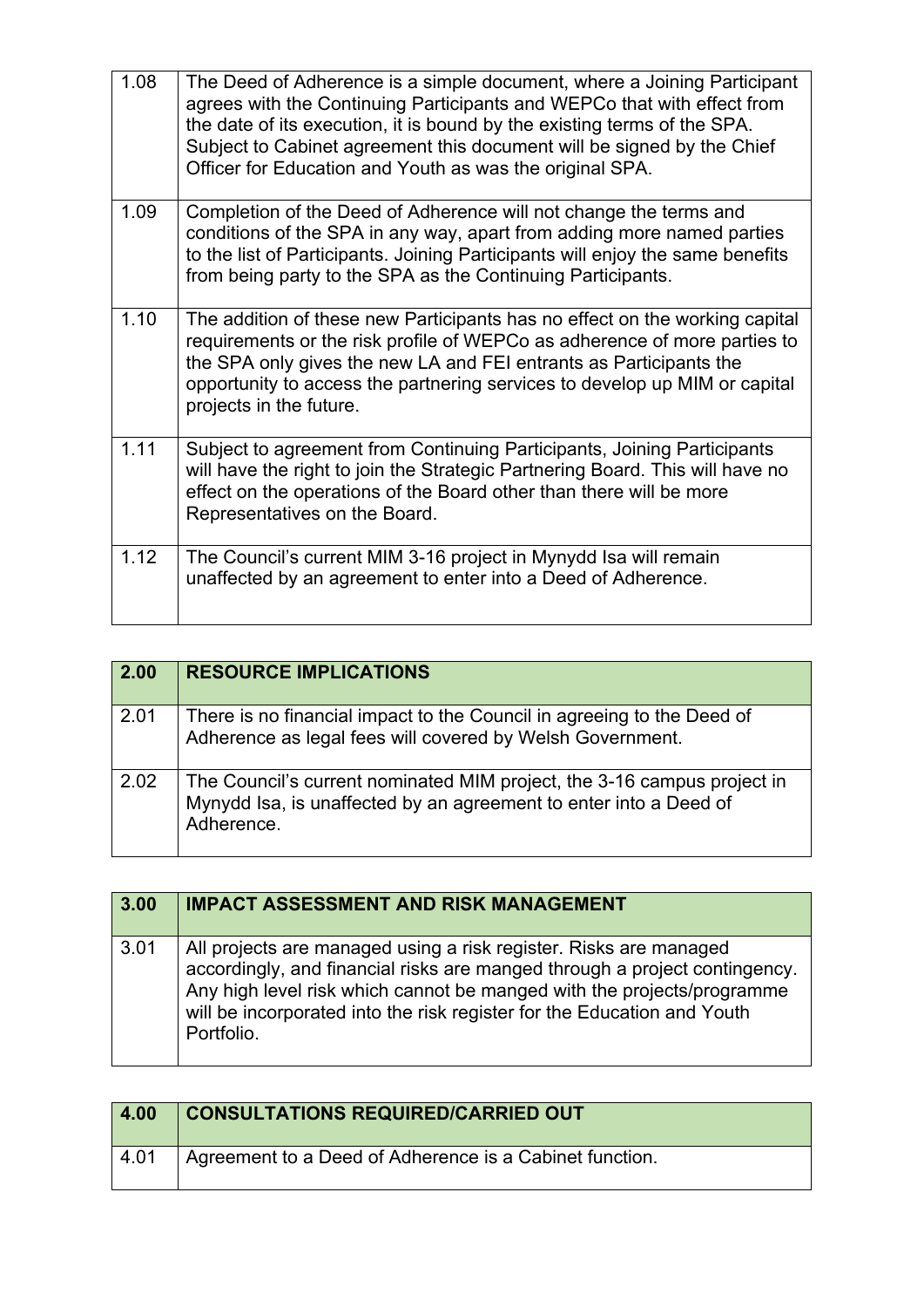| 1.08 | The Deed of Adherence is a simple document, where a Joining Participant agrees with the Continuing Participants and WEPCo that with effect from the date of its execution, it is bound by the existing terms of the SPA. Subject to Cabinet agreement this document will be signed by the Chief Officer for Education and Youth as was the original SPA. |
|---|---|
| 1.09 | Completion of the Deed of Adherence will not change the terms and conditions of the SPA in any way, apart from adding more named parties to the list of Participants. Joining Participants will enjoy the same benefits from being party to the SPA as the Continuing Participants. |
| 1.10 | The addition of these new Participants has no effect on the working capital requirements or the risk profile of WEPCo as adherence of more parties to the SPA only gives the new LA and FEI entrants as Participants the opportunity to access the partnering services to develop up MIM or capital projects in the future. |
| 1.11 | Subject to agreement from Continuing Participants, Joining Participants will have the right to join the Strategic Partnering Board. This will have no effect on the operations of the Board other than there will be more Representatives on the Board. |
| 1.12 | The Council's current MIM 3-16 project in Mynydd Isa will remain unaffected by an agreement to enter into a Deed of Adherence. |

| 2.00 | RESOURCE IMPLICATIONS |
|---|---|
| 2.01 | There is no financial impact to the Council in agreeing to the Deed of Adherence as legal fees will covered by Welsh Government. |
| 2.02 | The Council's current nominated MIM project, the 3-16 campus project in Mynydd Isa, is unaffected by an agreement to enter into a Deed of Adherence. |

| 3.00 | IMPACT ASSESSMENT AND RISK MANAGEMENT |
|---|---|
| 3.01 | All projects are managed using a risk register. Risks are managed accordingly, and financial risks are manged through a project contingency. Any high level risk which cannot be manged with the projects/programme will be incorporated into the risk register for the Education and Youth Portfolio. |

| 4.00 | CONSULTATIONS REQUIRED/CARRIED OUT |
|---|---|
| 4.01 | Agreement to a Deed of Adherence is a Cabinet function. |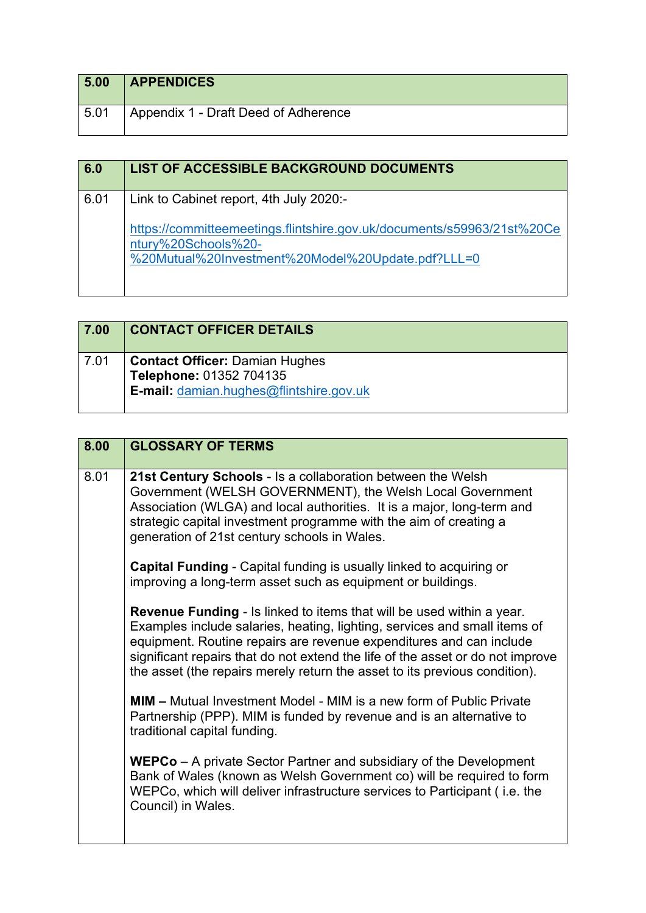| 5.00 | APPENDICES |
|---|---|
| 5.01 | Appendix 1 - Draft Deed of Adherence |

| 6.0 | LIST OF ACCESSIBLE BACKGROUND DOCUMENTS |
|---|---|
| 6.01 | Link to Cabinet report, 4th July 2020:-<br><br>https://committeemeetings.flintshire.gov.uk/documents/s59963/21st%20Century%20Schools%20-%20Mutual%20Investment%20Model%20Update.pdf?LLL=0 |

| 7.00 | CONTACT OFFICER DETAILS |
|---|---|
| 7.01 | **Contact Officer:** Damian Hughes<br>**Telephone:** 01352 704135<br>**E-mail:** damian.hughes@flintshire.gov.uk |

| 8.00 | GLOSSARY OF TERMS |
|---|---|
| 8.01 | **21st Century Schools** - Is a collaboration between the Welsh Government (WELSH GOVERNMENT), the Welsh Local Government Association (WLGA) and local authorities. It is a major, long-term and strategic capital investment programme with the aim of creating a generation of 21st century schools in Wales.<br><br>**Capital Funding** - Capital funding is usually linked to acquiring or improving a long-term asset such as equipment or buildings.<br><br>**Revenue Funding** - Is linked to items that will be used within a year. Examples include salaries, heating, lighting, services and small items of equipment. Routine repairs are revenue expenditures and can include significant repairs that do not extend the life of the asset or do not improve the asset (the repairs merely return the asset to its previous condition).<br><br>**MIM –** Mutual Investment Model - MIM is a new form of Public Private Partnership (PPP). MIM is funded by revenue and is an alternative to traditional capital funding.<br><br>**WEPCo** – A private Sector Partner and subsidiary of the Development Bank of Wales (known as Welsh Government co) will be required to form WEPCo, which will deliver infrastructure services to Participant ( i.e. the Council) in Wales. |